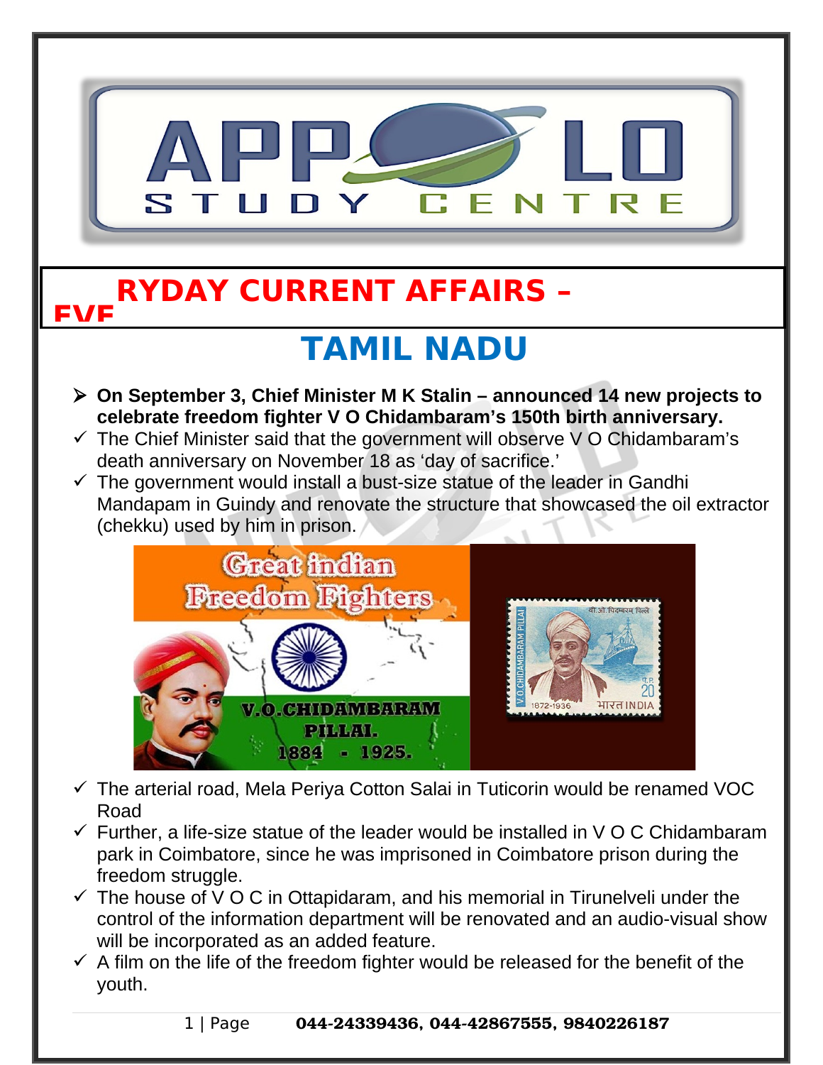# EVERYDAY CURRENT AFFAIRS –

## TAMIL NADU

- **On September 3, Chief Minister M K Stalin – announced 14 new projects to celebrate freedom fighter V O Chidambaram's 150th birth anniversary.**
- The Chief Minister said that the government will observe V O Chidambaram's death anniversary on November 18 as 'day of sacrifice.'
- The government would install a bust-size statue of the leader in Gandhi Mandapam in Guindy and renovate the structure that showcased the oil extractor (chekku) used by him in prison.
- The arterial road, Mela Periya Cotton Salai in Tuticorin would be renamed VOC Road
- Further, a life-size statue of the leader would be installed in V O C Chidambaram park in Coimbatore, since he was imprisoned in Coimbatore prison during the freedom struggle.
- The house of V O C in Ottapidaram, and his memorial in Tirunelveli under the control of the information department will be renovated and an audio-visual show will be incorporated as an added feature.
- A film on the life of the freedom fighter would be released for the benefit of the youth.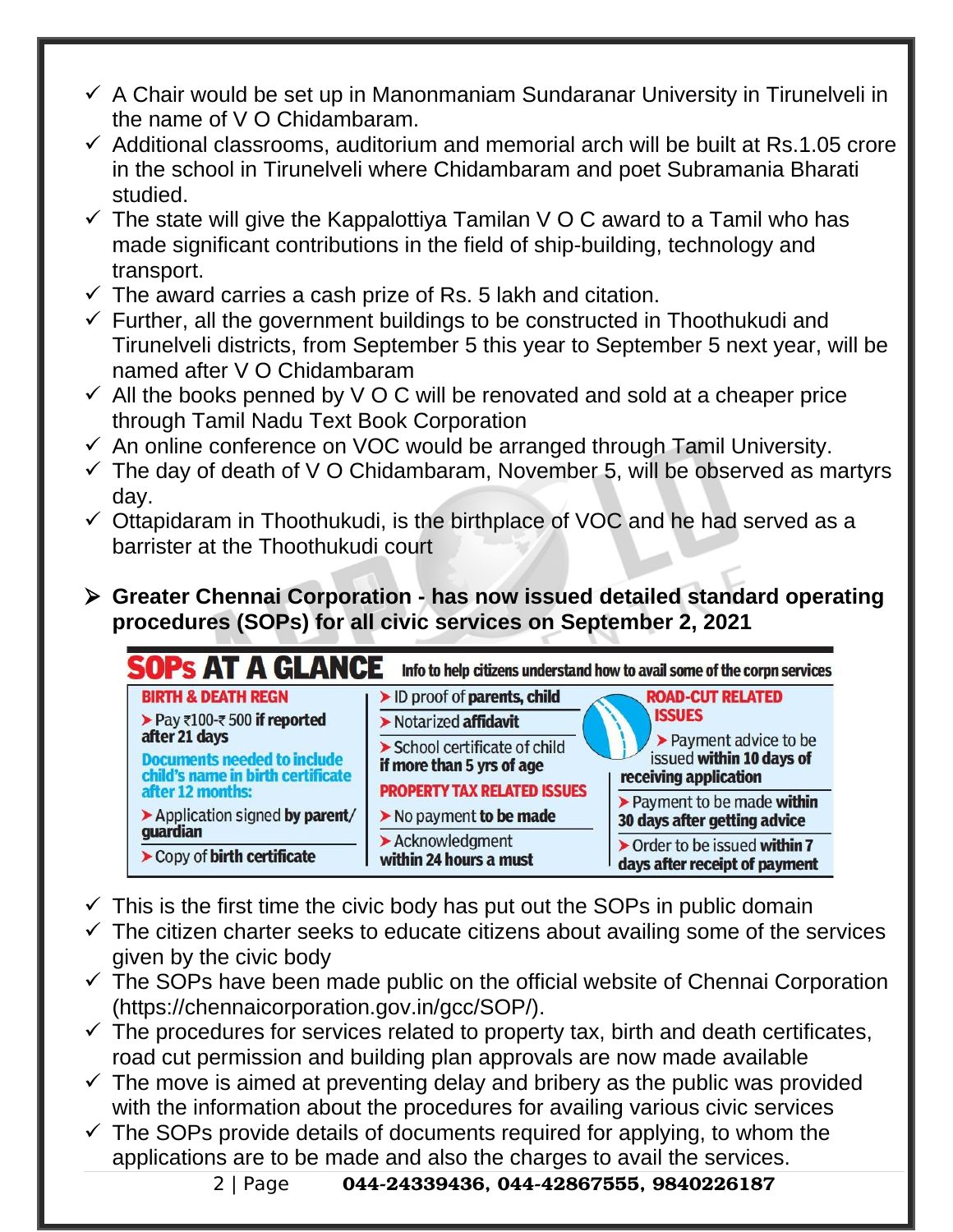- ✓ A Chair would be set up in Manonmaniam Sundaranar University in Tirunelveli in the name of V O Chidambaram.
- ✓ Additional classrooms, auditorium and memorial arch will be built at Rs.1.05 crore in the school in Tirunelveli where Chidambaram and poet Subramania Bharati studied.
- ✓ The state will give the Kappalottiya Tamilan V O C award to a Tamil who has made significant contributions in the field of ship-building, technology and transport.
- ✓ The award carries a cash prize of Rs. 5 lakh and citation.
- ✓ Further, all the government buildings to be constructed in Thoothukudi and Tirunelveli districts, from September 5 this year to September 5 next year, will be named after V O Chidambaram
- ✓ All the books penned by V O C will be renovated and sold at a cheaper price through Tamil Nadu Text Book Corporation
- ✓ An online conference on VOC would be arranged through Tamil University.
- ✓ The day of death of V O Chidambaram, November 5, will be observed as martyrs day.
- ✓ Ottapidaram in Thoothukudi, is the birthplace of VOC and he had served as a barrister at the Thoothukudi court

➢ **Greater Chennai Corporation - has now issued detailed standard operating procedures (SOPs) for all civic services on September 2, 2021**

**SOPs AT A GLANCE** Info to help citizens understand how to avail some of the corpn services

| BIRTH & DEATH REGN | | ROAD-CUT RELATED ISSUES |
|---|---|---|
| ➤ Pay ₹100-₹500 **if reported after 21 days** | ➤ ID proof of **parents, child** | ➤ Payment advice to be issued **within 10 days of receiving application** |
| **Documents needed to include child's name in birth certificate after 12 months:** | ➤ Notarized **affidavit** | ➤ Payment to be made **within 30 days after getting advice** |
| ➤ Application signed **by parent/ guardian** | ➤ School certificate of child **if more than 5 yrs of age** | ➤ Order to be issued **within 7 days after receipt of payment** |
| ➤ Copy of **birth certificate** | **PROPERTY TAX RELATED ISSUES** | |
| | ➤ No payment **to be made** | |
| | ➤ Acknowledgment **within 24 hours a must** | |

- ✓ This is the first time the civic body has put out the SOPs in public domain
- ✓ The citizen charter seeks to educate citizens about availing some of the services given by the civic body
- ✓ The SOPs have been made public on the official website of Chennai Corporation (https://chennaicorporation.gov.in/gcc/SOP/).
- ✓ The procedures for services related to property tax, birth and death certificates, road cut permission and building plan approvals are now made available
- ✓ The move is aimed at preventing delay and bribery as the public was provided with the information about the procedures for availing various civic services
- ✓ The SOPs provide details of documents required for applying, to whom the applications are to be made and also the charges to avail the services.

**044-24339436, 044-42867555, 9840226187**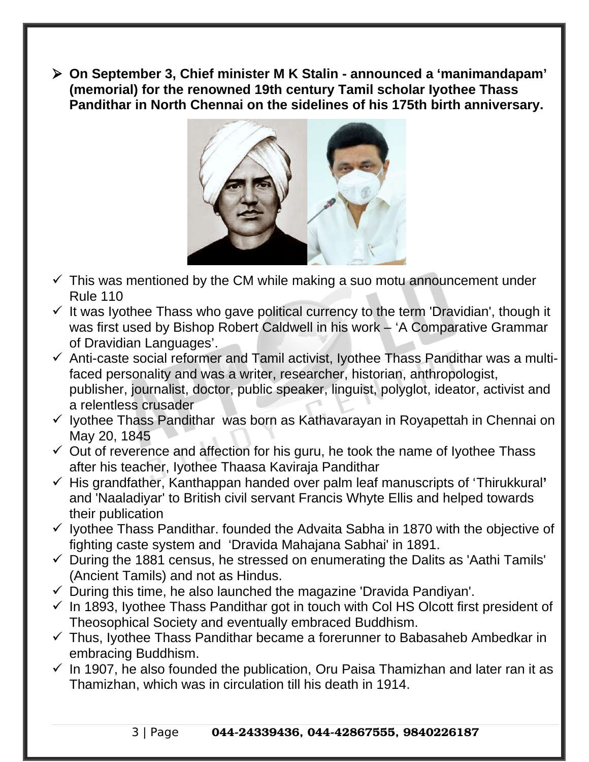- **On September 3, Chief minister M K Stalin - announced a 'manimandapam' (memorial) for the renowned 19th century Tamil scholar Iyothee Thass Pandithar in North Chennai on the sidelines of his 175th birth anniversary.**

  - This was mentioned by the CM while making a suo motu announcement under Rule 110
  - It was Iyothee Thass who gave political currency to the term 'Dravidian', though it was first used by Bishop Robert Caldwell in his work – 'A Comparative Grammar of Dravidian Languages'.
  - Anti-caste social reformer and Tamil activist, Iyothee Thass Pandithar was a multi-faced personality and was a writer, researcher, historian, anthropologist, publisher, journalist, doctor, public speaker, linguist, polyglot, ideator, activist and a relentless crusader
  - Iyothee Thass Pandithar was born as Kathavarayan in Royapettah in Chennai on May 20, 1845
  - Out of reverence and affection for his guru, he took the name of Iyothee Thass after his teacher, Iyothee Thaasa Kaviraja Pandithar
  - His grandfather, Kanthappan handed over palm leaf manuscripts of 'Thirukkural' and 'Naaladiyar' to British civil servant Francis Whyte Ellis and helped towards their publication
  - Iyothee Thass Pandithar. founded the Advaita Sabha in 1870 with the objective of fighting caste system and 'Dravida Mahajana Sabhai' in 1891.
  - During the 1881 census, he stressed on enumerating the Dalits as 'Aathi Tamils' (Ancient Tamils) and not as Hindus.
  - During this time, he also launched the magazine 'Dravida Pandiyan'.
  - In 1893, Iyothee Thass Pandithar got in touch with Col HS Olcott first president of Theosophical Society and eventually embraced Buddhism.
  - Thus, Iyothee Thass Pandithar became a forerunner to Babasaheb Ambedkar in embracing Buddhism.
  - In 1907, he also founded the publication, Oru Paisa Thamizhan and later ran it as Thamizhan, which was in circulation till his death in 1914.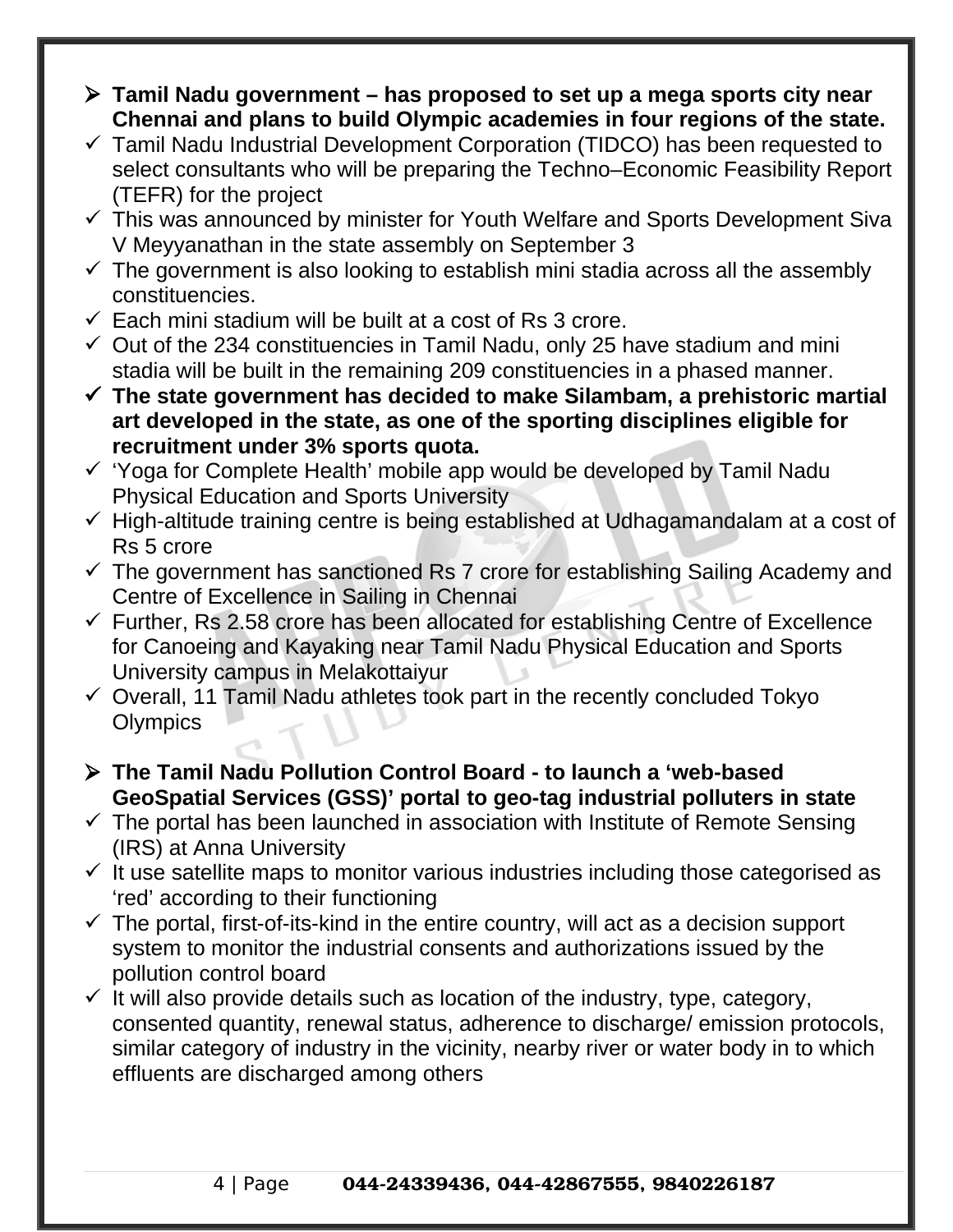- **Tamil Nadu government – has proposed to set up a mega sports city near Chennai and plans to build Olympic academies in four regions of the state.**
  - Tamil Nadu Industrial Development Corporation (TIDCO) has been requested to select consultants who will be preparing the Techno–Economic Feasibility Report (TEFR) for the project
  - This was announced by minister for Youth Welfare and Sports Development Siva V Meyyanathan in the state assembly on September 3
  - The government is also looking to establish mini stadia across all the assembly constituencies.
  - Each mini stadium will be built at a cost of Rs 3 crore.
  - Out of the 234 constituencies in Tamil Nadu, only 25 have stadium and mini stadia will be built in the remaining 209 constituencies in a phased manner.
  - **The state government has decided to make Silambam, a prehistoric martial art developed in the state, as one of the sporting disciplines eligible for recruitment under 3% sports quota.**
  - 'Yoga for Complete Health' mobile app would be developed by Tamil Nadu Physical Education and Sports University
  - High-altitude training centre is being established at Udhagamandalam at a cost of Rs 5 crore
  - The government has sanctioned Rs 7 crore for establishing Sailing Academy and Centre of Excellence in Sailing in Chennai
  - Further, Rs 2.58 crore has been allocated for establishing Centre of Excellence for Canoeing and Kayaking near Tamil Nadu Physical Education and Sports University campus in Melakottaiyur
  - Overall, 11 Tamil Nadu athletes took part in the recently concluded Tokyo Olympics

- **The Tamil Nadu Pollution Control Board - to launch a 'web-based GeoSpatial Services (GSS)' portal to geo-tag industrial polluters in state**
  - The portal has been launched in association with Institute of Remote Sensing (IRS) at Anna University
  - It use satellite maps to monitor various industries including those categorised as 'red' according to their functioning
  - The portal, first-of-its-kind in the entire country, will act as a decision support system to monitor the industrial consents and authorizations issued by the pollution control board
  - It will also provide details such as location of the industry, type, category, consented quantity, renewal status, adherence to discharge/ emission protocols, similar category of industry in the vicinity, nearby river or water body in to which effluents are discharged among others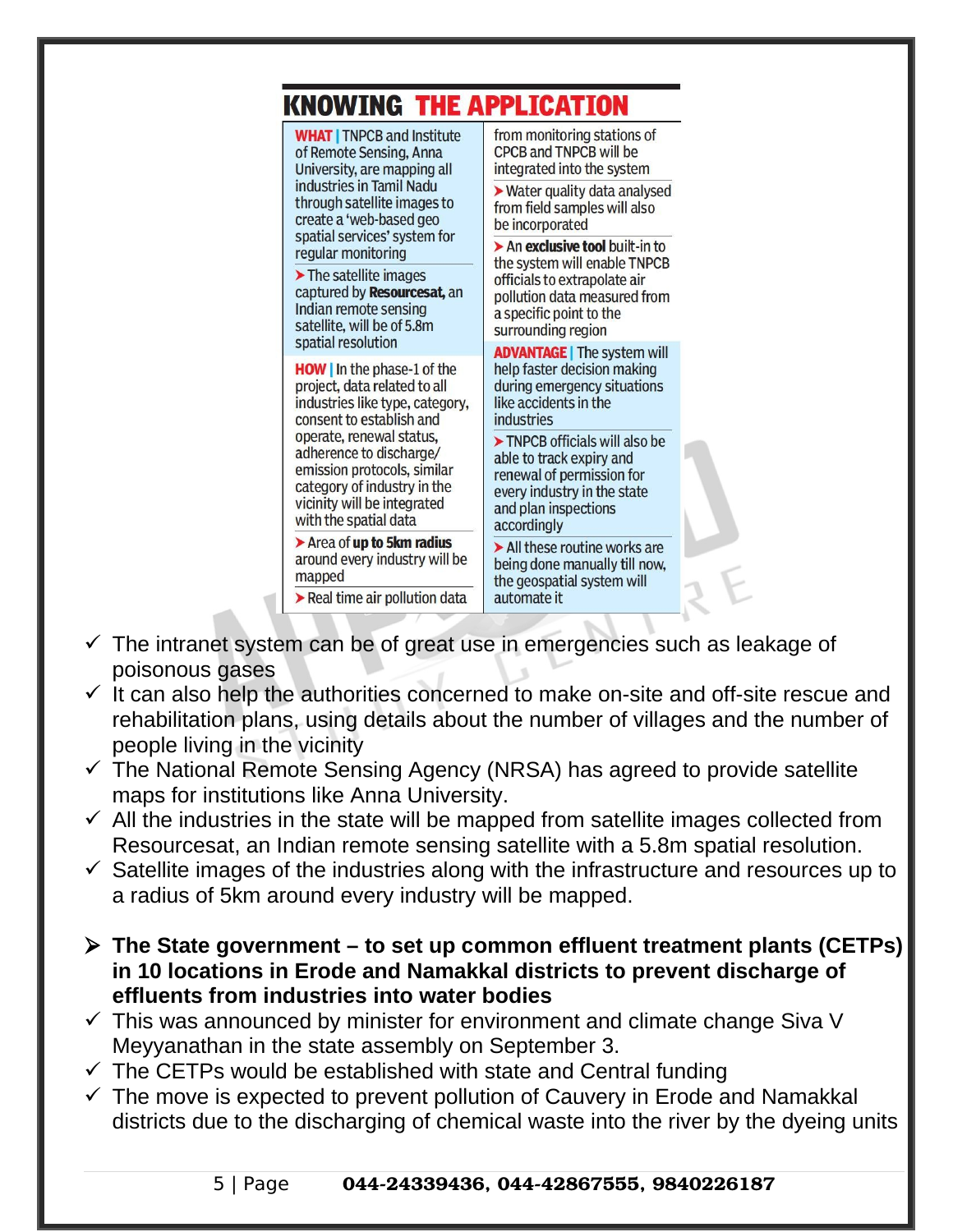## KNOWING THE APPLICATION

**WHAT** | TNPCB and Institute of Remote Sensing, Anna University, are mapping all industries in Tamil Nadu through satellite images to create a 'web-based geo spatial services' system for regular monitoring

➤ The satellite images captured by **Resourcesat,** an Indian remote sensing satellite, will be of 5.8m spatial resolution

**HOW** | In the phase-1 of the project, data related to all industries like type, category, consent to establish and operate, renewal status, adherence to discharge/ emission protocols, similar category of industry in the vicinity will be integrated with the spatial data

➤ Area of **up to 5km radius** around every industry will be mapped

➤ Real time air pollution data from monitoring stations of CPCB and TNPCB will be integrated into the system

➤ Water quality data analysed from field samples will also be incorporated

➤ An **exclusive tool** built-in to the system will enable TNPCB officials to extrapolate air pollution data measured from a specific point to the surrounding region

**ADVANTAGE** | The system will help faster decision making during emergency situations like accidents in the industries

➤ TNPCB officials will also be able to track expiry and renewal of permission for every industry in the state and plan inspections accordingly

➤ All these routine works are being done manually till now, the geospatial system will automate it

- ✓ The intranet system can be of great use in emergencies such as leakage of poisonous gases
- ✓ It can also help the authorities concerned to make on-site and off-site rescue and rehabilitation plans, using details about the number of villages and the number of people living in the vicinity
- ✓ The National Remote Sensing Agency (NRSA) has agreed to provide satellite maps for institutions like Anna University.
- ✓ All the industries in the state will be mapped from satellite images collected from Resourcesat, an Indian remote sensing satellite with a 5.8m spatial resolution.
- ✓ Satellite images of the industries along with the infrastructure and resources up to a radius of 5km around every industry will be mapped.

➤ **The State government – to set up common effluent treatment plants (CETPs) in 10 locations in Erode and Namakkal districts to prevent discharge of effluents from industries into water bodies**

- ✓ This was announced by minister for environment and climate change Siva V Meyyanathan in the state assembly on September 3.
- ✓ The CETPs would be established with state and Central funding
- ✓ The move is expected to prevent pollution of Cauvery in Erode and Namakkal districts due to the discharging of chemical waste into the river by the dyeing units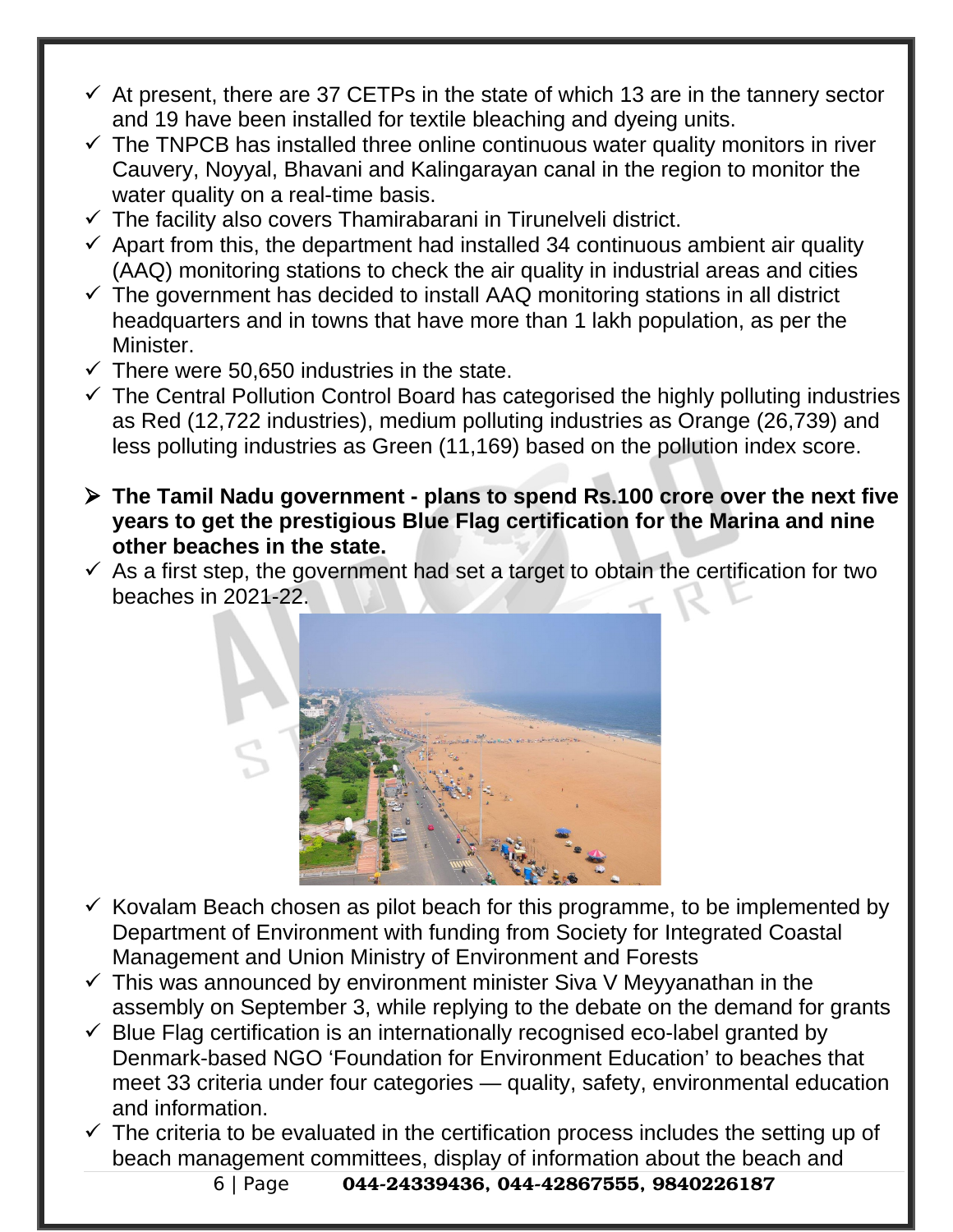- At present, there are 37 CETPs in the state of which 13 are in the tannery sector and 19 have been installed for textile bleaching and dyeing units.
- The TNPCB has installed three online continuous water quality monitors in river Cauvery, Noyyal, Bhavani and Kalingarayan canal in the region to monitor the water quality on a real-time basis.
- The facility also covers Thamirabarani in Tirunelveli district.
- Apart from this, the department had installed 34 continuous ambient air quality (AAQ) monitoring stations to check the air quality in industrial areas and cities
- The government has decided to install AAQ monitoring stations in all district headquarters and in towns that have more than 1 lakh population, as per the Minister.
- There were 50,650 industries in the state.
- The Central Pollution Control Board has categorised the highly polluting industries as Red (12,722 industries), medium polluting industries as Orange (26,739) and less polluting industries as Green (11,169) based on the pollution index score.

- **The Tamil Nadu government - plans to spend Rs.100 crore over the next five years to get the prestigious Blue Flag certification for the Marina and nine other beaches in the state.**

- As a first step, the government had set a target to obtain the certification for two beaches in 2021-22.
- Kovalam Beach chosen as pilot beach for this programme, to be implemented by Department of Environment with funding from Society for Integrated Coastal Management and Union Ministry of Environment and Forests
- This was announced by environment minister Siva V Meyyanathan in the assembly on September 3, while replying to the debate on the demand for grants
- Blue Flag certification is an internationally recognised eco-label granted by Denmark-based NGO 'Foundation for Environment Education' to beaches that meet 33 criteria under four categories — quality, safety, environmental education and information.
- The criteria to be evaluated in the certification process includes the setting up of beach management committees, display of information about the beach and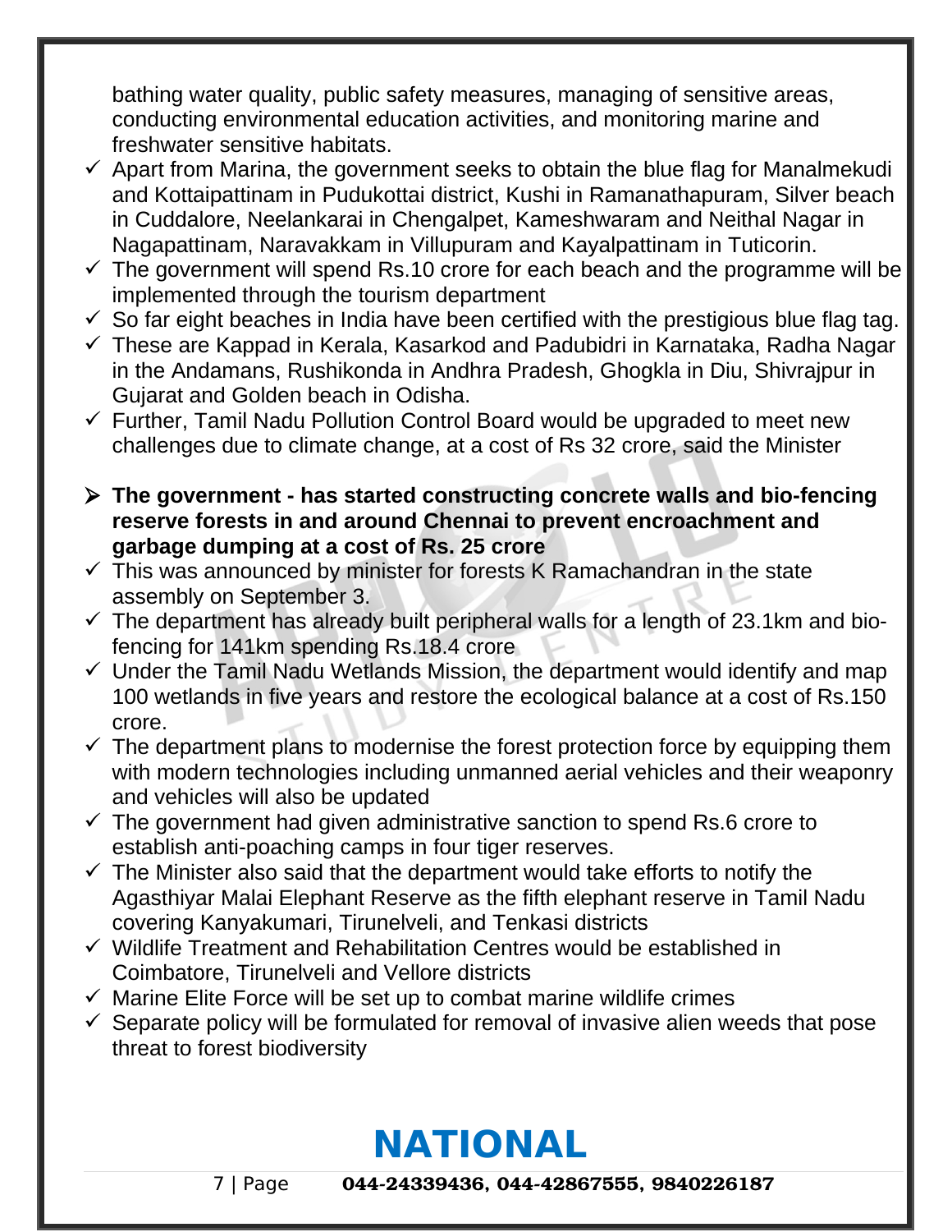bathing water quality, public safety measures, managing of sensitive areas, conducting environmental education activities, and monitoring marine and freshwater sensitive habitats.

- ✓ Apart from Marina, the government seeks to obtain the blue flag for Manalmekudi and Kottaipattinam in Pudukottai district, Kushi in Ramanathapuram, Silver beach in Cuddalore, Neelankarai in Chengalpet, Kameshwaram and Neithal Nagar in Nagapattinam, Naravakkam in Villupuram and Kayalpattinam in Tuticorin.
- ✓ The government will spend Rs.10 crore for each beach and the programme will be implemented through the tourism department
- ✓ So far eight beaches in India have been certified with the prestigious blue flag tag.
- ✓ These are Kappad in Kerala, Kasarkod and Padubidri in Karnataka, Radha Nagar in the Andamans, Rushikonda in Andhra Pradesh, Ghogkla in Diu, Shivrajpur in Gujarat and Golden beach in Odisha.
- ✓ Further, Tamil Nadu Pollution Control Board would be upgraded to meet new challenges due to climate change, at a cost of Rs 32 crore, said the Minister

- **The government - has started constructing concrete walls and bio-fencing reserve forests in and around Chennai to prevent encroachment and garbage dumping at a cost of Rs. 25 crore**

- ✓ This was announced by minister for forests K Ramachandran in the state assembly on September 3.
- ✓ The department has already built peripheral walls for a length of 23.1km and bio-fencing for 141km spending Rs.18.4 crore
- ✓ Under the Tamil Nadu Wetlands Mission, the department would identify and map 100 wetlands in five years and restore the ecological balance at a cost of Rs.150 crore.
- ✓ The department plans to modernise the forest protection force by equipping them with modern technologies including unmanned aerial vehicles and their weaponry and vehicles will also be updated
- ✓ The government had given administrative sanction to spend Rs.6 crore to establish anti-poaching camps in four tiger reserves.
- ✓ The Minister also said that the department would take efforts to notify the Agasthiyar Malai Elephant Reserve as the fifth elephant reserve in Tamil Nadu covering Kanyakumari, Tirunelveli, and Tenkasi districts
- ✓ Wildlife Treatment and Rehabilitation Centres would be established in Coimbatore, Tirunelveli and Vellore districts
- ✓ Marine Elite Force will be set up to combat marine wildlife crimes
- ✓ Separate policy will be formulated for removal of invasive alien weeds that pose threat to forest biodiversity

# NATIONAL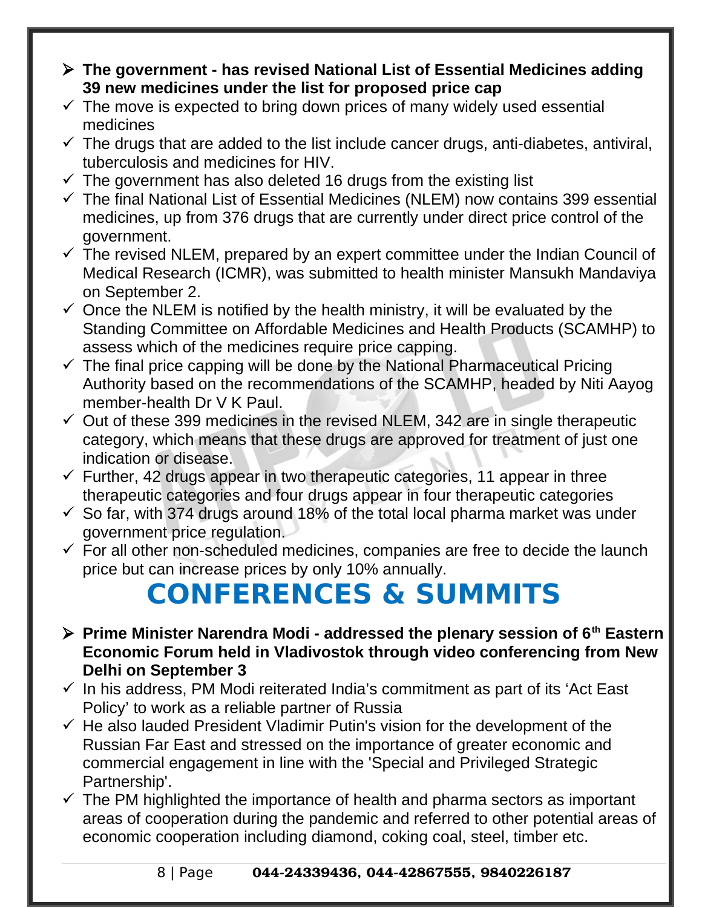- **The government - has revised National List of Essential Medicines adding 39 new medicines under the list for proposed price cap**
- The move is expected to bring down prices of many widely used essential medicines
- The drugs that are added to the list include cancer drugs, anti-diabetes, antiviral, tuberculosis and medicines for HIV.
- The government has also deleted 16 drugs from the existing list
- The final National List of Essential Medicines (NLEM) now contains 399 essential medicines, up from 376 drugs that are currently under direct price control of the government.
- The revised NLEM, prepared by an expert committee under the Indian Council of Medical Research (ICMR), was submitted to health minister Mansukh Mandaviya on September 2.
- Once the NLEM is notified by the health ministry, it will be evaluated by the Standing Committee on Affordable Medicines and Health Products (SCAMHP) to assess which of the medicines require price capping.
- The final price capping will be done by the National Pharmaceutical Pricing Authority based on the recommendations of the SCAMHP, headed by Niti Aayog member-health Dr V K Paul.
- Out of these 399 medicines in the revised NLEM, 342 are in single therapeutic category, which means that these drugs are approved for treatment of just one indication or disease.
- Further, 42 drugs appear in two therapeutic categories, 11 appear in three therapeutic categories and four drugs appear in four therapeutic categories
- So far, with 374 drugs around 18% of the total local pharma market was under government price regulation.
- For all other non-scheduled medicines, companies are free to decide the launch price but can increase prices by only 10% annually.

# CONFERENCES & SUMMITS

- **Prime Minister Narendra Modi - addressed the plenary session of 6th Eastern Economic Forum held in Vladivostok through video conferencing from New Delhi on September 3**
- In his address, PM Modi reiterated India's commitment as part of its 'Act East Policy' to work as a reliable partner of Russia
- He also lauded President Vladimir Putin's vision for the development of the Russian Far East and stressed on the importance of greater economic and commercial engagement in line with the 'Special and Privileged Strategic Partnership'.
- The PM highlighted the importance of health and pharma sectors as important areas of cooperation during the pandemic and referred to other potential areas of economic cooperation including diamond, coking coal, steel, timber etc.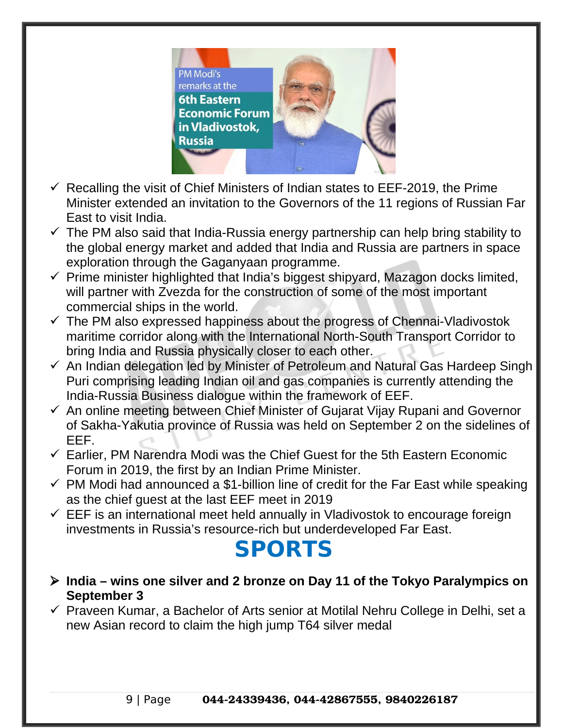- ✓ Recalling the visit of Chief Ministers of Indian states to EEF-2019, the Prime Minister extended an invitation to the Governors of the 11 regions of Russian Far East to visit India.
- ✓ The PM also said that India-Russia energy partnership can help bring stability to the global energy market and added that India and Russia are partners in space exploration through the Gaganyaan programme.
- ✓ Prime minister highlighted that India's biggest shipyard, Mazagon docks limited, will partner with Zvezda for the construction of some of the most important commercial ships in the world.
- ✓ The PM also expressed happiness about the progress of Chennai-Vladivostok maritime corridor along with the International North-South Transport Corridor to bring India and Russia physically closer to each other.
- ✓ An Indian delegation led by Minister of Petroleum and Natural Gas Hardeep Singh Puri comprising leading Indian oil and gas companies is currently attending the India-Russia Business dialogue within the framework of EEF.
- ✓ An online meeting between Chief Minister of Gujarat Vijay Rupani and Governor of Sakha-Yakutia province of Russia was held on September 2 on the sidelines of EEF.
- ✓ Earlier, PM Narendra Modi was the Chief Guest for the 5th Eastern Economic Forum in 2019, the first by an Indian Prime Minister.
- ✓ PM Modi had announced a $1-billion line of credit for the Far East while speaking as the chief guest at the last EEF meet in 2019
- ✓ EEF is an international meet held annually in Vladivostok to encourage foreign investments in Russia's resource-rich but underdeveloped Far East.

# SPORTS

- ➢ **India – wins one silver and 2 bronze on Day 11 of the Tokyo Paralympics on September 3**
- ✓ Praveen Kumar, a Bachelor of Arts senior at Motilal Nehru College in Delhi, set a new Asian record to claim the high jump T64 silver medal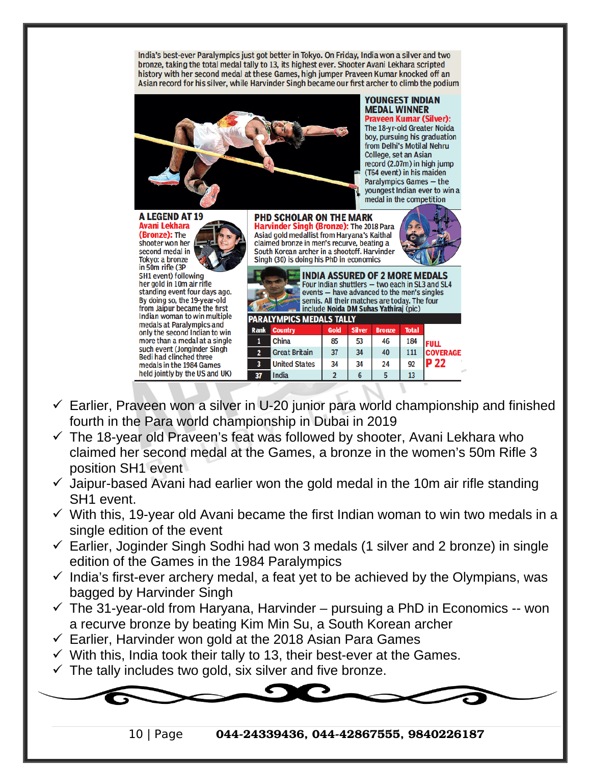India's best-ever Paralympics just got better in Tokyo. On Friday, India won a silver and two bronze, taking the total medal tally to 13, its highest ever. Shooter Avani Lekhara scripted history with her second medal at these Games, high jumper Praveen Kumar knocked off an Asian record for his silver, while Harvinder Singh became our first archer to climb the podium

### YOUNGEST INDIAN MEDAL WINNER

**Praveen Kumar (Silver):** The 18-yr-old Greater Noida boy, pursuing his graduation from Delhi's Motilal Nehru College, set an Asian record (2.07m) in high jump (T64 event) in his maiden Paralympics Games – the youngest Indian ever to win a medal in the competition

### A LEGEND AT 19

**Avani Lekhara (Bronze):** The shooter won her second medal in Tokyo: a bronze in 50m rifle (3P SH1 event) following her gold in 10m air rifle standing event four days ago. By doing so, the 19-year-old from Jaipur became the first Indian woman to win multiple medals at Paralympics and only the second Indian to win more than a medal at a single such event (Jonginder Singh Bedi had clinched three medals in the 1984 Games held jointly by the US and UK)

### PHD SCHOLAR ON THE MARK

**Harvinder Singh (Bronze):** The 2018 Para Asiad gold medallist from Haryana's Kaithal claimed bronze in men's recurve, beating a South Korean archer in a shootoff. Harvinder Singh (30) is doing his PhD in economics

### INDIA ASSURED OF 2 MORE MEDALS

Four Indian shuttlers – two each in SL3 and SL4 events – have advanced to the men's singles semis. All their matches are today. The four include **Noida DM Suhas Yathiraj** (pic)

### PARALYMPICS MEDALS TALLY

| Rank | Country | Gold | Silver | Bronze | Total |
|---|---|---|---|---|---|
| 1 | China | 85 | 53 | 46 | 184 |
| 2 | Great Britain | 37 | 34 | 40 | 111 |
| 3 | United States | 34 | 34 | 24 | 92 |
| 37 | India | 2 | 6 | 5 | 13 |

**FULL COVERAGE P 22**

- ✓ Earlier, Praveen won a silver in U-20 junior para world championship and finished fourth in the Para world championship in Dubai in 2019
- ✓ The 18-year old Praveen's feat was followed by shooter, Avani Lekhara who claimed her second medal at the Games, a bronze in the women's 50m Rifle 3 position SH1 event
- ✓ Jaipur-based Avani had earlier won the gold medal in the 10m air rifle standing SH1 event.
- ✓ With this, 19-year old Avani became the first Indian woman to win two medals in a single edition of the event
- ✓ Earlier, Joginder Singh Sodhi had won 3 medals (1 silver and 2 bronze) in single edition of the Games in the 1984 Paralympics
- ✓ India's first-ever archery medal, a feat yet to be achieved by the Olympians, was bagged by Harvinder Singh
- ✓ The 31-year-old from Haryana, Harvinder – pursuing a PhD in Economics -- won a recurve bronze by beating Kim Min Su, a South Korean archer
- ✓ Earlier, Harvinder won gold at the 2018 Asian Para Games
- ✓ With this, India took their tally to 13, their best-ever at the Games.
- ✓ The tally includes two gold, six silver and five bronze.

**044-24339436, 044-42867555, 9840226187**